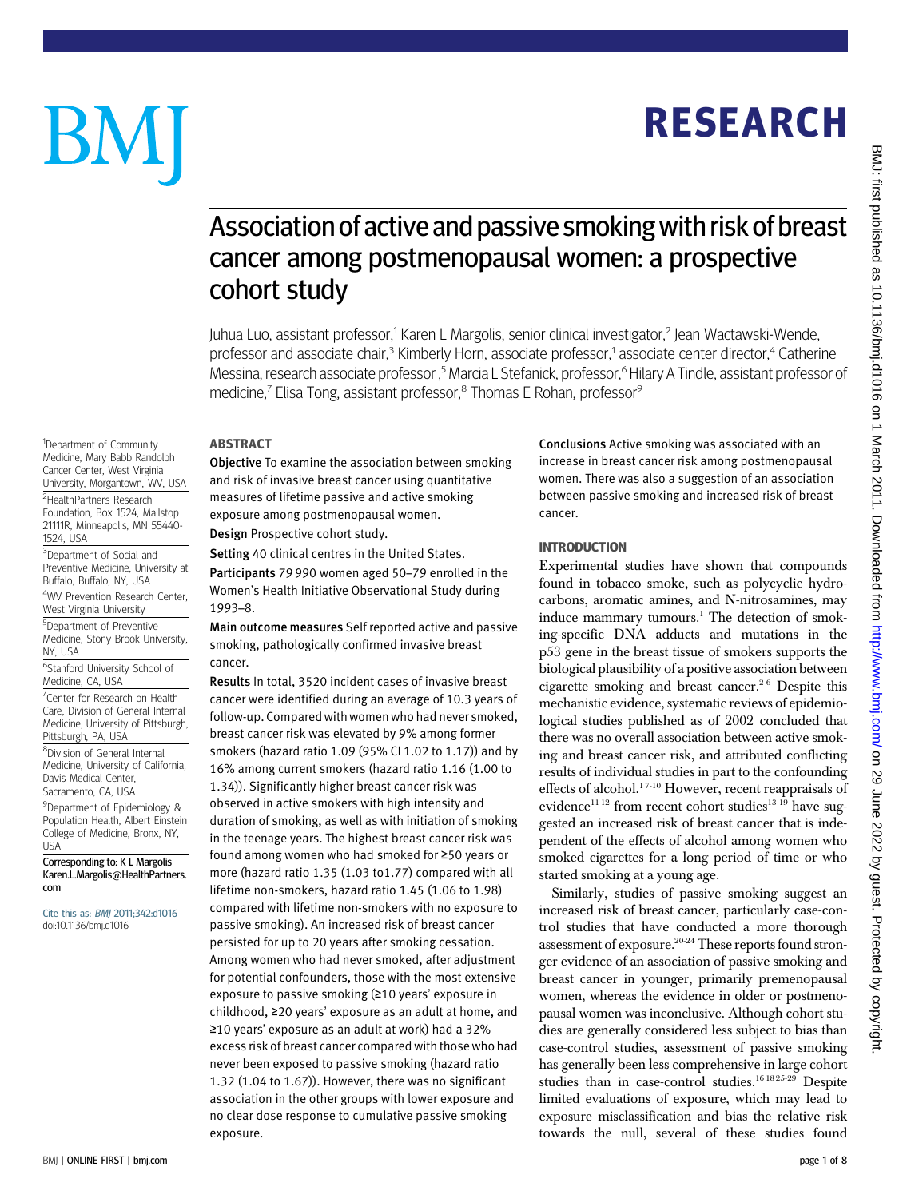# Association of active and passive smoking with risk of breast cancer among postmenopausal women: a prospective cohort study

Juhua Luo, assistant professor,[1] Karen L Margolis, senior clinical investigator,[2] Jean Wactawski-Wende, professor and associate chair,[3] Kimberly Horn, associate professor,[1] associate center director,[4] Catherine Messina, research associate professor,[5] Marcia L Stefanick, professor,[6] Hilary A Tindle, assistant professor of medicine,[7] Elisa Tong, assistant professor,[8] Thomas E Rohan, professor[9]

[1]Department of Community Medicine, Mary Babb Randolph Cancer Center, West Virginia University, Morgantown, WV, USA

[2]HealthPartners Research Foundation, Box 1524, Mailstop 21111R, Minneapolis, MN 55440-1524, USA

[3]Department of Social and Preventive Medicine, University at Buffalo, Buffalo, NY, USA

[4]WV Prevention Research Center, West Virginia University

[5]Department of Preventive Medicine, Stony Brook University, NY, USA

[6]Stanford University School of Medicine, CA, USA

[7]Center for Research on Health Care, Division of General Internal Medicine, University of Pittsburgh, Pittsburgh, PA, USA

[8]Division of General Internal Medicine, University of California, Davis Medical Center, Sacramento, CA, USA

[9]Department of Epidemiology & Population Health, Albert Einstein College of Medicine, Bronx, NY, USA

**Corresponding to:** K L Margolis Karen.L.Margolis@HealthPartners.com

Cite this as: *BMJ* 2011;342:d1016
doi:10.1136/bmj.d1016

## ABSTRACT

**Objective** To examine the association between smoking and risk of invasive breast cancer using quantitative measures of lifetime passive and active smoking exposure among postmenopausal women.

**Design** Prospective cohort study.

**Setting** 40 clinical centres in the United States.

**Participants** 79 990 women aged 50–79 enrolled in the Women's Health Initiative Observational Study during 1993–8.

**Main outcome measures** Self reported active and passive smoking, pathologically confirmed invasive breast cancer.

**Results** In total, 3520 incident cases of invasive breast cancer were identified during an average of 10.3 years of follow-up. Compared with women who had never smoked, breast cancer risk was elevated by 9% among former smokers (hazard ratio 1.09 (95% CI 1.02 to 1.17)) and by 16% among current smokers (hazard ratio 1.16 (1.00 to 1.34)). Significantly higher breast cancer risk was observed in active smokers with high intensity and duration of smoking, as well as with initiation of smoking in the teenage years. The highest breast cancer risk was found among women who had smoked for ≥50 years or more (hazard ratio 1.35 (1.03 to1.77) compared with all lifetime non-smokers, hazard ratio 1.45 (1.06 to 1.98) compared with lifetime non-smokers with no exposure to passive smoking). An increased risk of breast cancer persisted for up to 20 years after smoking cessation. Among women who had never smoked, after adjustment for potential confounders, those with the most extensive exposure to passive smoking (≥10 years' exposure in childhood, ≥20 years' exposure as an adult at home, and ≥10 years' exposure as an adult at work) had a 32% excess risk of breast cancer compared with those who had never been exposed to passive smoking (hazard ratio 1.32 (1.04 to 1.67)). However, there was no significant association in the other groups with lower exposure and no clear dose response to cumulative passive smoking exposure.

**Conclusions** Active smoking was associated with an increase in breast cancer risk among postmenopausal women. There was also a suggestion of an association between passive smoking and increased risk of breast cancer.

## INTRODUCTION

Experimental studies have shown that compounds found in tobacco smoke, such as polycyclic hydrocarbons, aromatic amines, and N-nitrosamines, may induce mammary tumours.[1] The detection of smoking-specific DNA adducts and mutations in the p53 gene in the breast tissue of smokers supports the biological plausibility of a positive association between cigarette smoking and breast cancer.[2-6] Despite this mechanistic evidence, systematic reviews of epidemiological studies published as of 2002 concluded that there was no overall association between active smoking and breast cancer risk, and attributed conflicting results of individual studies in part to the confounding effects of alcohol.[1 7-10] However, recent reappraisals of evidence[11 12] from recent cohort studies[13-19] have suggested an increased risk of breast cancer that is independent of the effects of alcohol among women who smoked cigarettes for a long period of time or who started smoking at a young age.

Similarly, studies of passive smoking suggest an increased risk of breast cancer, particularly case-control studies that have conducted a more thorough assessment of exposure.[20-24] These reports found stronger evidence of an association of passive smoking and breast cancer in younger, primarily premenopausal women, whereas the evidence in older or postmenopausal women was inconclusive. Although cohort studies are generally considered less subject to bias than case-control studies, assessment of passive smoking has generally been less comprehensive in large cohort studies than in case-control studies.[16 18 25-29] Despite limited evaluations of exposure, which may lead to exposure misclassification and bias the relative risk towards the null, several of these studies found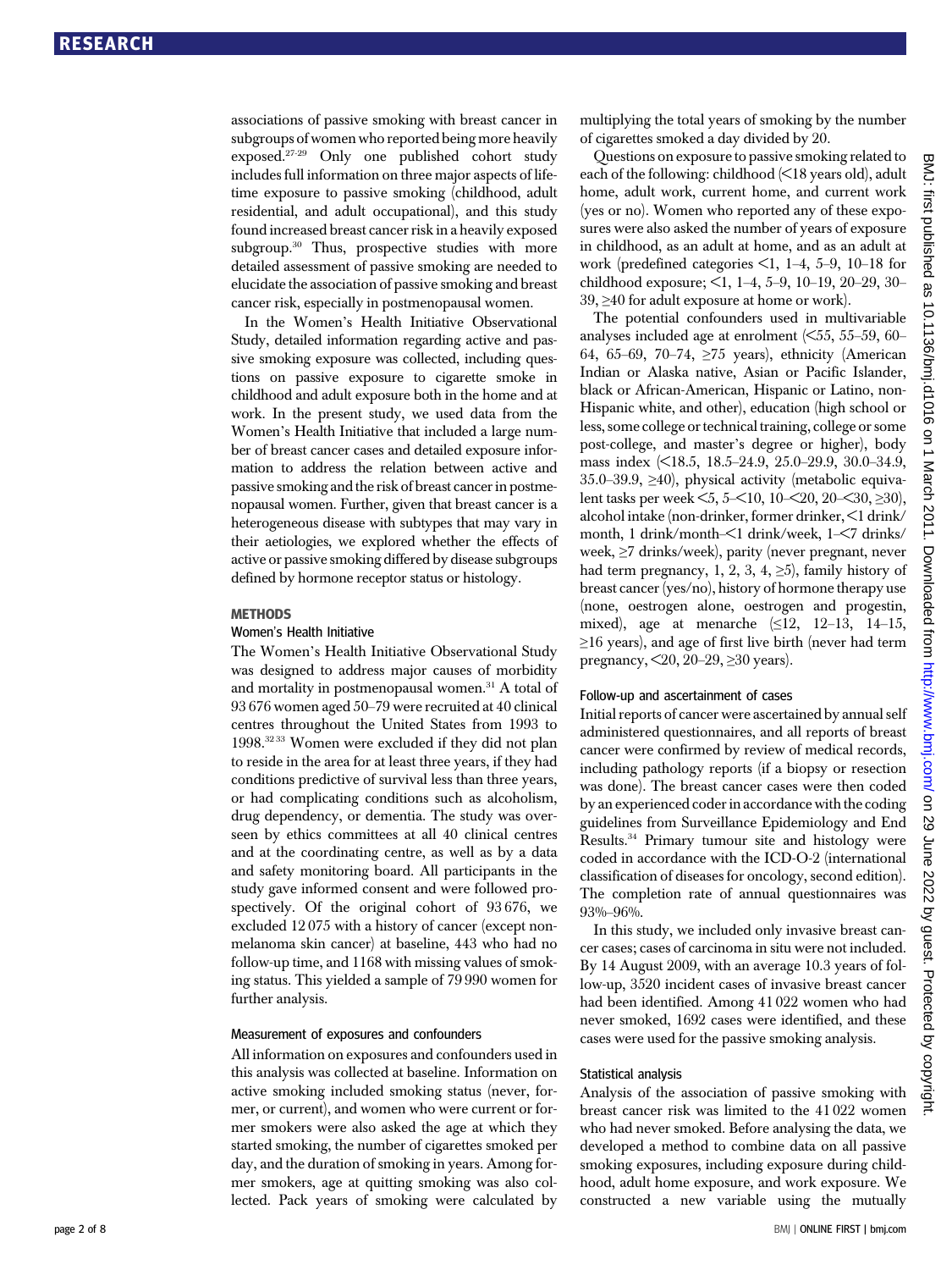associations of passive smoking with breast cancer in subgroups of women who reported being more heavily exposed.[27-29] Only one published cohort study includes full information on three major aspects of lifetime exposure to passive smoking (childhood, adult residential, and adult occupational), and this study found increased breast cancer risk in a heavily exposed subgroup.[30] Thus, prospective studies with more detailed assessment of passive smoking are needed to elucidate the association of passive smoking and breast cancer risk, especially in postmenopausal women.

In the Women's Health Initiative Observational Study, detailed information regarding active and passive smoking exposure was collected, including questions on passive exposure to cigarette smoke in childhood and adult exposure both in the home and at work. In the present study, we used data from the Women's Health Initiative that included a large number of breast cancer cases and detailed exposure information to address the relation between active and passive smoking and the risk of breast cancer in postmenopausal women. Further, given that breast cancer is a heterogeneous disease with subtypes that may vary in their aetiologies, we explored whether the effects of active or passive smoking differed by disease subgroups defined by hormone receptor status or histology.

## METHODS

### Women's Health Initiative

The Women's Health Initiative Observational Study was designed to address major causes of morbidity and mortality in postmenopausal women.[31] A total of 93 676 women aged 50–79 were recruited at 40 clinical centres throughout the United States from 1993 to 1998.[32 33] Women were excluded if they did not plan to reside in the area for at least three years, if they had conditions predictive of survival less than three years, or had complicating conditions such as alcoholism, drug dependency, or dementia. The study was overseen by ethics committees at all 40 clinical centres and at the coordinating centre, as well as by a data and safety monitoring board. All participants in the study gave informed consent and were followed prospectively. Of the original cohort of 93 676, we excluded 12 075 with a history of cancer (except non-melanoma skin cancer) at baseline, 443 who had no follow-up time, and 1168 with missing values of smoking status. This yielded a sample of 79 990 women for further analysis.

### Measurement of exposures and confounders

All information on exposures and confounders used in this analysis was collected at baseline. Information on active smoking included smoking status (never, former, or current), and women who were current or former smokers were also asked the age at which they started smoking, the number of cigarettes smoked per day, and the duration of smoking in years. Among former smokers, age at quitting smoking was also collected. Pack years of smoking were calculated by multiplying the total years of smoking by the number of cigarettes smoked a day divided by 20.

Questions on exposure to passive smoking related to each of the following: childhood (<18 years old), adult home, adult work, current home, and current work (yes or no). Women who reported any of these exposures were also asked the number of years of exposure in childhood, as an adult at home, and as an adult at work (predefined categories <1, 1–4, 5–9, 10–18 for childhood exposure; <1, 1–4, 5–9, 10–19, 20–29, 30–39, ≥40 for adult exposure at home or work).

The potential confounders used in multivariable analyses included age at enrolment (<55, 55–59, 60–64, 65–69, 70–74, ≥75 years), ethnicity (American Indian or Alaska native, Asian or Pacific Islander, black or African-American, Hispanic or Latino, non-Hispanic white, and other), education (high school or less, some college or technical training, college or some post-college, and master's degree or higher), body mass index (<18.5, 18.5–24.9, 25.0–29.9, 30.0–34.9, 35.0–39.9, ≥40), physical activity (metabolic equivalent tasks per week <5, 5–<10, 10–<20, 20–<30, ≥30), alcohol intake (non-drinker, former drinker, <1 drink/month, 1 drink/month–<1 drink/week, 1–<7 drinks/week, ≥7 drinks/week), parity (never pregnant, never had term pregnancy, 1, 2, 3, 4, ≥5), family history of breast cancer (yes/no), history of hormone therapy use (none, oestrogen alone, oestrogen and progestin, mixed), age at menarche (≤12, 12–13, 14–15, ≥16 years), and age of first live birth (never had term pregnancy, <20, 20–29, ≥30 years).

### Follow-up and ascertainment of cases

Initial reports of cancer were ascertained by annual self administered questionnaires, and all reports of breast cancer were confirmed by review of medical records, including pathology reports (if a biopsy or resection was done). The breast cancer cases were then coded by an experienced coder in accordance with the coding guidelines from Surveillance Epidemiology and End Results.[34] Primary tumour site and histology were coded in accordance with the ICD-O-2 (international classification of diseases for oncology, second edition). The completion rate of annual questionnaires was 93%–96%.

In this study, we included only invasive breast cancer cases; cases of carcinoma in situ were not included. By 14 August 2009, with an average 10.3 years of follow-up, 3520 incident cases of invasive breast cancer had been identified. Among 41 022 women who had never smoked, 1692 cases were identified, and these cases were used for the passive smoking analysis.

### Statistical analysis

Analysis of the association of passive smoking with breast cancer risk was limited to the 41 022 women who had never smoked. Before analysing the data, we developed a method to combine data on all passive smoking exposures, including exposure during childhood, adult home exposure, and work exposure. We constructed a new variable using the mutually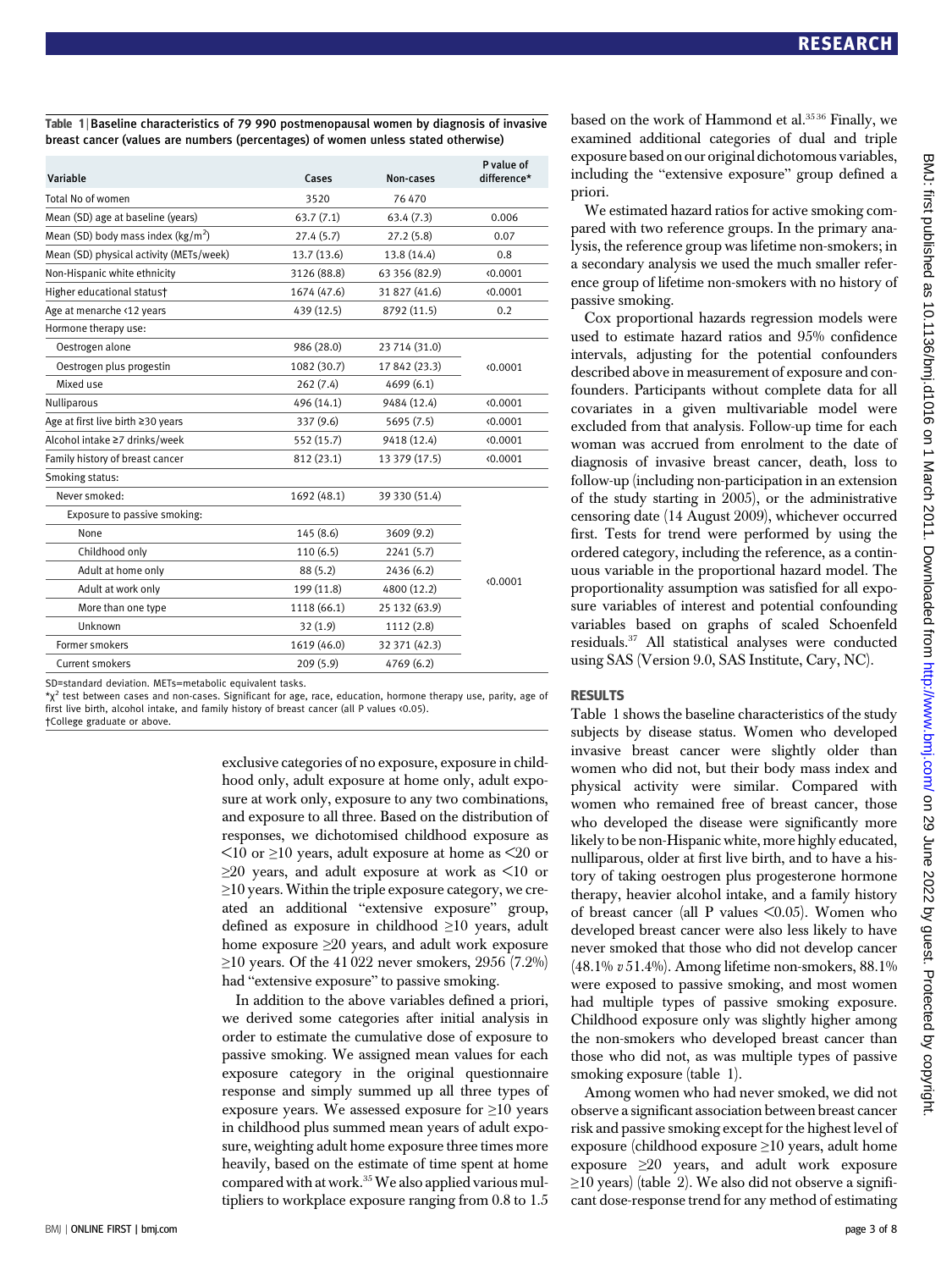Table 1 | Baseline characteristics of 79 990 postmenopausal women by diagnosis of invasive breast cancer (values are numbers (percentages) of women unless stated otherwise)

| Variable | Cases | Non-cases | P value of difference* |
|---|---|---|---|
| Total No of women | 3520 | 76 470 | |
| Mean (SD) age at baseline (years) | 63.7 (7.1) | 63.4 (7.3) | 0.006 |
| Mean (SD) body mass index (kg/m$^2$) | 27.4 (5.7) | 27.2 (5.8) | 0.07 |
| Mean (SD) physical activity (METs/week) | 13.7 (13.6) | 13.8 (14.4) | 0.8 |
| Non-Hispanic white ethnicity | 3126 (88.8) | 63 356 (82.9) | <0.0001 |
| Higher educational status† | 1674 (47.6) | 31 827 (41.6) | <0.0001 |
| Age at menarche <12 years | 439 (12.5) | 8792 (11.5) | 0.2 |
| Hormone therapy use: | | | |
| Oestrogen alone | 986 (28.0) | 23 714 (31.0) | <0.0001 |
| Oestrogen plus progestin | 1082 (30.7) | 17 842 (23.3) | |
| Mixed use | 262 (7.4) | 4699 (6.1) | |
| Nulliparous | 496 (14.1) | 9484 (12.4) | <0.0001 |
| Age at first live birth ≥30 years | 337 (9.6) | 5695 (7.5) | <0.0001 |
| Alcohol intake ≥7 drinks/week | 552 (15.7) | 9418 (12.4) | <0.0001 |
| Family history of breast cancer | 812 (23.1) | 13 379 (17.5) | <0.0001 |
| Smoking status: | | | |
| Never smoked: | 1692 (48.1) | 39 330 (51.4) | <0.0001 |
| Exposure to passive smoking: | | | |
| None | 145 (8.6) | 3609 (9.2) | |
| Childhood only | 110 (6.5) | 2241 (5.7) | |
| Adult at home only | 88 (5.2) | 2436 (6.2) | |
| Adult at work only | 199 (11.8) | 4800 (12.2) | |
| More than one type | 1118 (66.1) | 25 132 (63.9) | |
| Unknown | 32 (1.9) | 1112 (2.8) | |
| Former smokers | 1619 (46.0) | 32 371 (42.3) | |
| Current smokers | 209 (5.9) | 4769 (6.2) | |

SD=standard deviation. METs=metabolic equivalent tasks.

*$\chi^2$ test between cases and non-cases. Significant for age, race, education, hormone therapy use, parity, age of first live birth, alcohol intake, and family history of breast cancer (all P values <0.05).

†College graduate or above.

exclusive categories of no exposure, exposure in childhood only, adult exposure at home only, adult exposure at work only, exposure to any two combinations, and exposure to all three. Based on the distribution of responses, we dichotomised childhood exposure as <10 or ≥10 years, adult exposure at home as <20 or ≥20 years, and adult exposure at work as <10 or ≥10 years. Within the triple exposure category, we created an additional "extensive exposure" group, defined as exposure in childhood ≥10 years, adult home exposure ≥20 years, and adult work exposure ≥10 years. Of the 41 022 never smokers, 2956 (7.2%) had "extensive exposure" to passive smoking.

In addition to the above variables defined a priori, we derived some categories after initial analysis in order to estimate the cumulative dose of exposure to passive smoking. We assigned mean values for each exposure category in the original questionnaire response and simply summed up all three types of exposure years. We assessed exposure for ≥10 years in childhood plus summed mean years of adult exposure, weighting adult home exposure three times more heavily, based on the estimate of time spent at home compared with at work.[35] We also applied various multipliers to workplace exposure ranging from 0.8 to 1.5 based on the work of Hammond et al.[35 36] Finally, we examined additional categories of dual and triple exposure based on our original dichotomous variables, including the "extensive exposure" group defined a priori.

We estimated hazard ratios for active smoking compared with two reference groups. In the primary analysis, the reference group was lifetime non-smokers; in a secondary analysis we used the much smaller reference group of lifetime non-smokers with no history of passive smoking.

Cox proportional hazards regression models were used to estimate hazard ratios and 95% confidence intervals, adjusting for the potential confounders described above in measurement of exposure and confounders. Participants without complete data for all covariates in a given multivariable model were excluded from that analysis. Follow-up time for each woman was accrued from enrolment to the date of diagnosis of invasive breast cancer, death, loss to follow-up (including non-participation in an extension of the study starting in 2005), or the administrative censoring date (14 August 2009), whichever occurred first. Tests for trend were performed by using the ordered category, including the reference, as a continuous variable in the proportional hazard model. The proportionality assumption was satisfied for all exposure variables of interest and potential confounding variables based on graphs of scaled Schoenfeld residuals.[37] All statistical analyses were conducted using SAS (Version 9.0, SAS Institute, Cary, NC).

## RESULTS

Table 1 shows the baseline characteristics of the study subjects by disease status. Women who developed invasive breast cancer were slightly older than women who did not, but their body mass index and physical activity were similar. Compared with women who remained free of breast cancer, those who developed the disease were significantly more likely to be non-Hispanic white, more highly educated, nulliparous, older at first live birth, and to have a history of taking oestrogen plus progesterone hormone therapy, heavier alcohol intake, and a family history of breast cancer (all P values <0.05). Women who developed breast cancer were also less likely to have never smoked that those who did not develop cancer (48.1% *v* 51.4%). Among lifetime non-smokers, 88.1% were exposed to passive smoking, and most women had multiple types of passive smoking exposure. Childhood exposure only was slightly higher among the non-smokers who developed breast cancer than those who did not, as was multiple types of passive smoking exposure (table 1).

Among women who had never smoked, we did not observe a significant association between breast cancer risk and passive smoking except for the highest level of exposure (childhood exposure ≥10 years, adult home exposure ≥20 years, and adult work exposure ≥10 years) (table 2). We also did not observe a significant dose-response trend for any method of estimating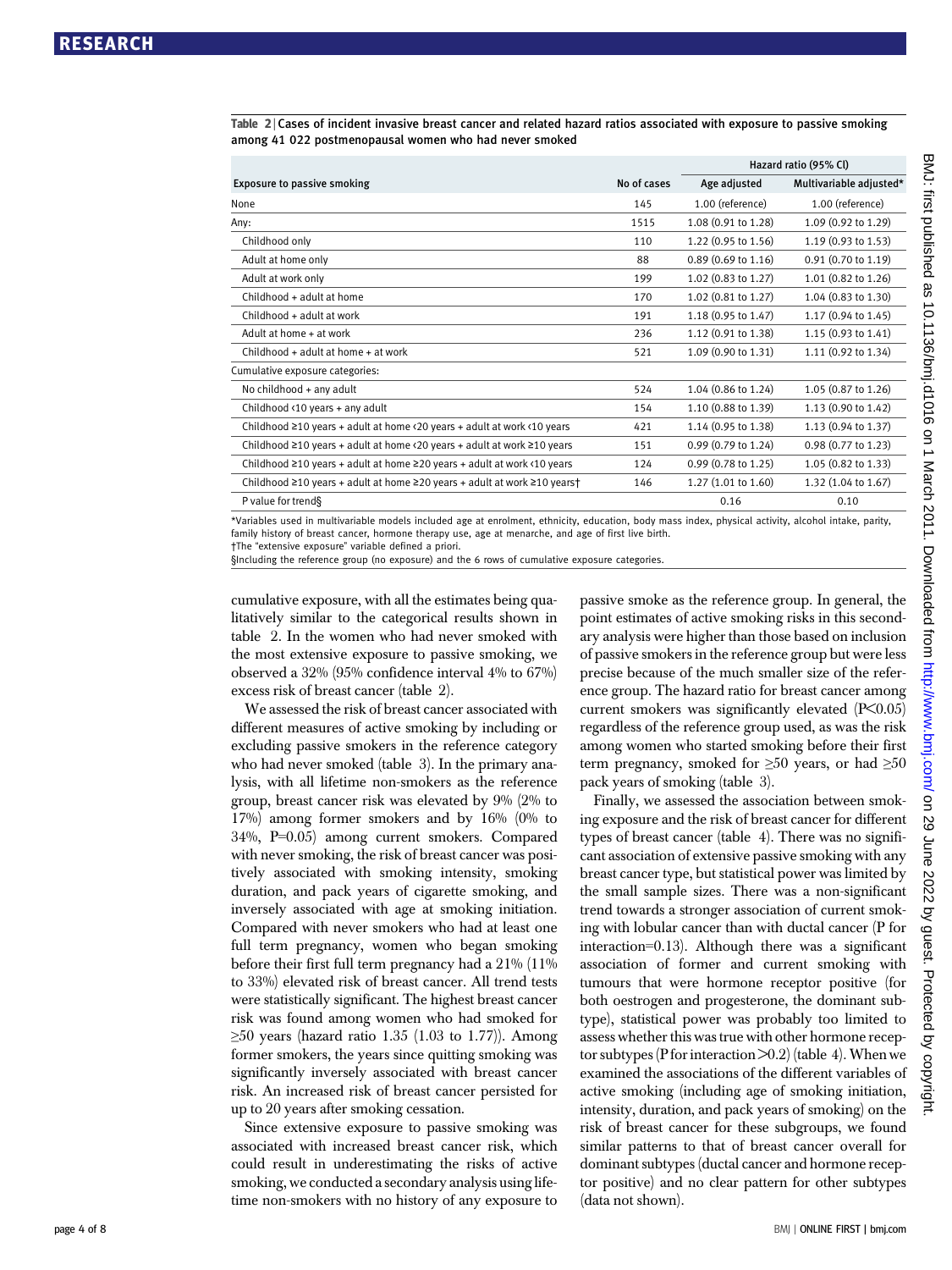**Table 2** | Cases of incident invasive breast cancer and related hazard ratios associated with exposure to passive smoking among 41 022 postmenopausal women who had never smoked

| Exposure to passive smoking | No of cases | Hazard ratio (95% CI) | |
|---|---|---|---|
| | | Age adjusted | Multivariable adjusted* |
| None | 145 | 1.00 (reference) | 1.00 (reference) |
| Any: | 1515 | 1.08 (0.91 to 1.28) | 1.09 (0.92 to 1.29) |
| Childhood only | 110 | 1.22 (0.95 to 1.56) | 1.19 (0.93 to 1.53) |
| Adult at home only | 88 | 0.89 (0.69 to 1.16) | 0.91 (0.70 to 1.19) |
| Adult at work only | 199 | 1.02 (0.83 to 1.27) | 1.01 (0.82 to 1.26) |
| Childhood + adult at home | 170 | 1.02 (0.81 to 1.27) | 1.04 (0.83 to 1.30) |
| Childhood + adult at work | 191 | 1.18 (0.95 to 1.47) | 1.17 (0.94 to 1.45) |
| Adult at home + at work | 236 | 1.12 (0.91 to 1.38) | 1.15 (0.93 to 1.41) |
| Childhood + adult at home + at work | 521 | 1.09 (0.90 to 1.31) | 1.11 (0.92 to 1.34) |
| Cumulative exposure categories: | | | |
| No childhood + any adult | 524 | 1.04 (0.86 to 1.24) | 1.05 (0.87 to 1.26) |
| Childhood <10 years + any adult | 154 | 1.10 (0.88 to 1.39) | 1.13 (0.90 to 1.42) |
| Childhood ≥10 years + adult at home <20 years + adult at work <10 years | 421 | 1.14 (0.95 to 1.38) | 1.13 (0.94 to 1.37) |
| Childhood ≥10 years + adult at home <20 years + adult at work ≥10 years | 151 | 0.99 (0.79 to 1.24) | 0.98 (0.77 to 1.23) |
| Childhood ≥10 years + adult at home ≥20 years + adult at work <10 years | 124 | 0.99 (0.78 to 1.25) | 1.05 (0.82 to 1.33) |
| Childhood ≥10 years + adult at home ≥20 years + adult at work ≥10 years† | 146 | 1.27 (1.01 to 1.60) | 1.32 (1.04 to 1.67) |
| P value for trend§ | | 0.16 | 0.10 |

*Variables used in multivariable models included age at enrolment, ethnicity, education, body mass index, physical activity, alcohol intake, parity, family history of breast cancer, hormone therapy use, age at menarche, and age of first live birth.
†The "extensive exposure" variable defined a priori.
§Including the reference group (no exposure) and the 6 rows of cumulative exposure categories.

cumulative exposure, with all the estimates being qualitatively similar to the categorical results shown in table 2. In the women who had never smoked with the most extensive exposure to passive smoking, we observed a 32% (95% confidence interval 4% to 67%) excess risk of breast cancer (table 2).

We assessed the risk of breast cancer associated with different measures of active smoking by including or excluding passive smokers in the reference category who had never smoked (table 3). In the primary analysis, with all lifetime non-smokers as the reference group, breast cancer risk was elevated by 9% (2% to 17%) among former smokers and by 16% (0% to 34%, P=0.05) among current smokers. Compared with never smoking, the risk of breast cancer was positively associated with smoking intensity, smoking duration, and pack years of cigarette smoking, and inversely associated with age at smoking initiation. Compared with never smokers who had at least one full term pregnancy, women who began smoking before their first full term pregnancy had a 21% (11% to 33%) elevated risk of breast cancer. All trend tests were statistically significant. The highest breast cancer risk was found among women who had smoked for ≥50 years (hazard ratio 1.35 (1.03 to 1.77)). Among former smokers, the years since quitting smoking was significantly inversely associated with breast cancer risk. An increased risk of breast cancer persisted for up to 20 years after smoking cessation.

Since extensive exposure to passive smoking was associated with increased breast cancer risk, which could result in underestimating the risks of active smoking, we conducted a secondary analysis using lifetime non-smokers with no history of any exposure to passive smoke as the reference group. In general, the point estimates of active smoking risks in this secondary analysis were higher than those based on inclusion of passive smokers in the reference group but were less precise because of the much smaller size of the reference group. The hazard ratio for breast cancer among current smokers was significantly elevated ($P<0.05$) regardless of the reference group used, as was the risk among women who started smoking before their first term pregnancy, smoked for ≥50 years, or had ≥50 pack years of smoking (table 3).

Finally, we assessed the association between smoking exposure and the risk of breast cancer for different types of breast cancer (table 4). There was no significant association of extensive passive smoking with any breast cancer type, but statistical power was limited by the small sample sizes. There was a non-significant trend towards a stronger association of current smoking with lobular cancer than with ductal cancer (P for interaction=0.13). Although there was a significant association of former and current smoking with tumours that were hormone receptor positive (for both oestrogen and progesterone, the dominant subtype), statistical power was probably too limited to assess whether this was true with other hormone receptor subtypes (P for interaction >0.2) (table 4). When we examined the associations of the different variables of active smoking (including age of smoking initiation, intensity, duration, and pack years of smoking) on the risk of breast cancer for these subgroups, we found similar patterns to that of breast cancer overall for dominant subtypes (ductal cancer and hormone receptor positive) and no clear pattern for other subtypes (data not shown).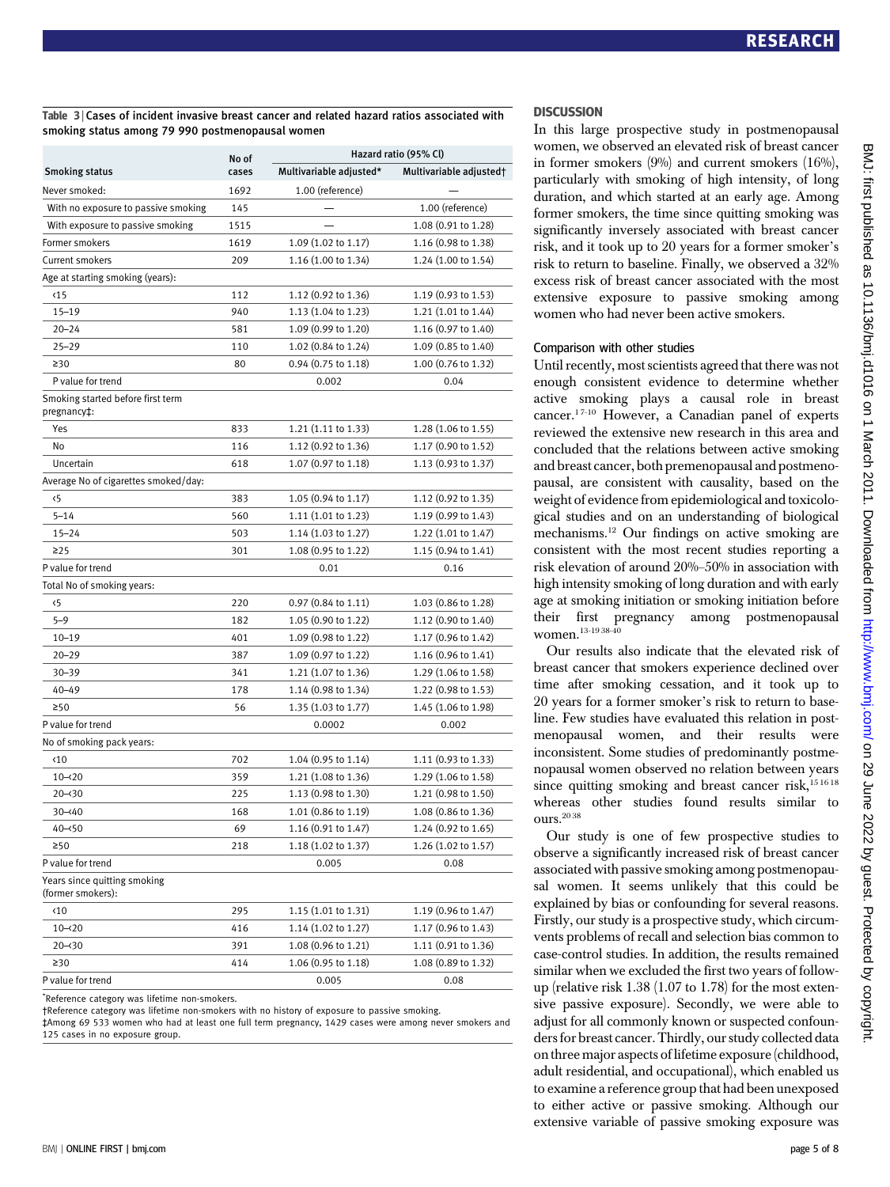Table 3 | Cases of incident invasive breast cancer and related hazard ratios associated with smoking status among 79 990 postmenopausal women

| Smoking status | No of cases | Hazard ratio (95% CI) | |
|---|---|---|---|
| | | Multivariable adjusted* | Multivariable adjusted† |
| Never smoked: | 1692 | 1.00 (reference) | — |
| With no exposure to passive smoking | 145 | — | 1.00 (reference) |
| With exposure to passive smoking | 1515 | — | 1.08 (0.91 to 1.28) |
| Former smokers | 1619 | 1.09 (1.02 to 1.17) | 1.16 (0.98 to 1.38) |
| Current smokers | 209 | 1.16 (1.00 to 1.34) | 1.24 (1.00 to 1.54) |
| Age at starting smoking (years): | | | |
| <15 | 112 | 1.12 (0.92 to 1.36) | 1.19 (0.93 to 1.53) |
| 15–19 | 940 | 1.13 (1.04 to 1.23) | 1.21 (1.01 to 1.44) |
| 20–24 | 581 | 1.09 (0.99 to 1.20) | 1.16 (0.97 to 1.40) |
| 25–29 | 110 | 1.02 (0.84 to 1.24) | 1.09 (0.85 to 1.40) |
| ≥30 | 80 | 0.94 (0.75 to 1.18) | 1.00 (0.76 to 1.32) |
| P value for trend | | 0.002 | 0.04 |
| Smoking started before first term pregnancy‡: | | | |
| Yes | 833 | 1.21 (1.11 to 1.33) | 1.28 (1.06 to 1.55) |
| No | 116 | 1.12 (0.92 to 1.36) | 1.17 (0.90 to 1.52) |
| Uncertain | 618 | 1.07 (0.97 to 1.18) | 1.13 (0.93 to 1.37) |
| Average No of cigarettes smoked/day: | | | |
| <5 | 383 | 1.05 (0.94 to 1.17) | 1.12 (0.92 to 1.35) |
| 5–14 | 560 | 1.11 (1.01 to 1.23) | 1.19 (0.99 to 1.43) |
| 15–24 | 503 | 1.14 (1.03 to 1.27) | 1.22 (1.01 to 1.47) |
| ≥25 | 301 | 1.08 (0.95 to 1.22) | 1.15 (0.94 to 1.41) |
| P value for trend | | 0.01 | 0.16 |
| Total No of smoking years: | | | |
| <5 | 220 | 0.97 (0.84 to 1.11) | 1.03 (0.86 to 1.28) |
| 5–9 | 182 | 1.05 (0.90 to 1.22) | 1.12 (0.90 to 1.40) |
| 10–19 | 401 | 1.09 (0.98 to 1.22) | 1.17 (0.96 to 1.42) |
| 20–29 | 387 | 1.09 (0.97 to 1.22) | 1.16 (0.96 to 1.41) |
| 30–39 | 341 | 1.21 (1.07 to 1.36) | 1.29 (1.06 to 1.58) |
| 40–49 | 178 | 1.14 (0.98 to 1.34) | 1.22 (0.98 to 1.53) |
| ≥50 | 56 | 1.35 (1.03 to 1.77) | 1.45 (1.06 to 1.98) |
| P value for trend | | 0.0002 | 0.002 |
| No of smoking pack years: | | | |
| <10 | 702 | 1.04 (0.95 to 1.14) | 1.11 (0.93 to 1.33) |
| 10–<20 | 359 | 1.21 (1.08 to 1.36) | 1.29 (1.06 to 1.58) |
| 20–<30 | 225 | 1.13 (0.98 to 1.30) | 1.21 (0.98 to 1.50) |
| 30–<40 | 168 | 1.01 (0.86 to 1.19) | 1.08 (0.86 to 1.36) |
| 40–<50 | 69 | 1.16 (0.91 to 1.47) | 1.24 (0.92 to 1.65) |
| ≥50 | 218 | 1.18 (1.02 to 1.37) | 1.26 (1.02 to 1.57) |
| P value for trend | | 0.005 | 0.08 |
| Years since quitting smoking (former smokers): | | | |
| <10 | 295 | 1.15 (1.01 to 1.31) | 1.19 (0.96 to 1.47) |
| 10–<20 | 416 | 1.14 (1.02 to 1.27) | 1.17 (0.96 to 1.43) |
| 20–<30 | 391 | 1.08 (0.96 to 1.21) | 1.11 (0.91 to 1.36) |
| ≥30 | 414 | 1.06 (0.95 to 1.18) | 1.08 (0.89 to 1.32) |
| P value for trend | | 0.005 | 0.08 |

*Reference category was lifetime non-smokers.
†Reference category was lifetime non-smokers with no history of exposure to passive smoking.
‡Among 69 533 women who had at least one full term pregnancy, 1429 cases were among never smokers and 125 cases in no exposure group.

## DISCUSSION

In this large prospective study in postmenopausal women, we observed an elevated risk of breast cancer in former smokers (9%) and current smokers (16%), particularly with smoking of high intensity, of long duration, and which started at an early age. Among former smokers, the time since quitting smoking was significantly inversely associated with breast cancer risk, and it took up to 20 years for a former smoker's risk to return to baseline. Finally, we observed a 32% excess risk of breast cancer associated with the most extensive exposure to passive smoking among women who had never been active smokers.

### Comparison with other studies

Until recently, most scientists agreed that there was not enough consistent evidence to determine whether active smoking plays a causal role in breast cancer.[1 7-10] However, a Canadian panel of experts reviewed the extensive new research in this area and concluded that the relations between active smoking and breast cancer, both premenopausal and postmenopausal, are consistent with causality, based on the weight of evidence from epidemiological and toxicological studies and on an understanding of biological mechanisms.[12] Our findings on active smoking are consistent with the most recent studies reporting a risk elevation of around 20%–50% in association with high intensity smoking of long duration and with early age at smoking initiation or smoking initiation before their first pregnancy among postmenopausal women.[13-19 38-40]

Our results also indicate that the elevated risk of breast cancer that smokers experience declined over time after smoking cessation, and it took up to 20 years for a former smoker's risk to return to baseline. Few studies have evaluated this relation in postmenopausal women, and their results were inconsistent. Some studies of predominantly postmenopausal women observed no relation between years since quitting smoking and breast cancer risk,[15 16 18] whereas other studies found results similar to ours.[20 38]

Our study is one of few prospective studies to observe a significantly increased risk of breast cancer associated with passive smoking among postmenopausal women. It seems unlikely that this could be explained by bias or confounding for several reasons. Firstly, our study is a prospective study, which circumvents problems of recall and selection bias common to case-control studies. In addition, the results remained similar when we excluded the first two years of follow-up (relative risk 1.38 (1.07 to 1.78) for the most extensive passive exposure). Secondly, we were able to adjust for all commonly known or suspected confounders for breast cancer. Thirdly, our study collected data on three major aspects of lifetime exposure (childhood, adult residential, and occupational), which enabled us to examine a reference group that had been unexposed to either active or passive smoking. Although our extensive variable of passive smoking exposure was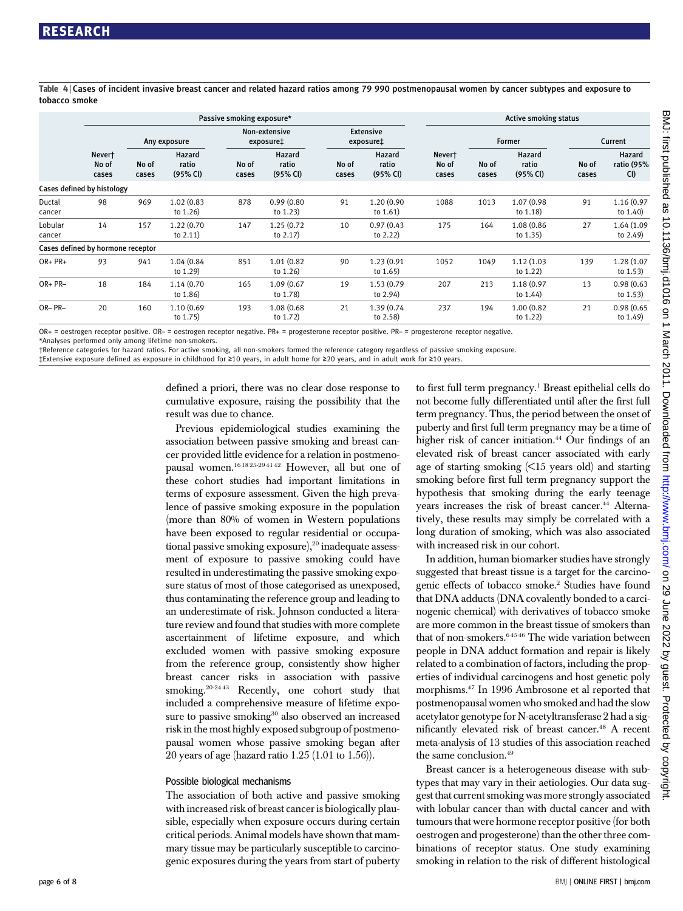Table 4 | Cases of incident invasive breast cancer and related hazard ratios among 79 990 postmenopausal women by cancer subtypes and exposure to tobacco smoke

| | Passive smoking exposure* | | | | | | | Active smoking status | | | | |
|---|---|---|---|---|---|---|---|---|---|---|---|---|
| | | Any exposure | | Non-extensive exposure‡ | | Extensive exposure‡ | | | Former | | Current | |
| | Never† No of cases | No of cases | Hazard ratio (95% CI) | No of cases | Hazard ratio (95% CI) | No of cases | Hazard ratio (95% CI) | Never† No of cases | No of cases | Hazard ratio (95% CI) | No of cases | Hazard ratio (95% CI) |
| **Cases defined by histology** | | | | | | | | | | | | |
| Ductal cancer | 98 | 969 | 1.02 (0.83 to 1.26) | 878 | 0.99 (0.80 to 1.23) | 91 | 1.20 (0.90 to 1.61) | 1088 | 1013 | 1.07 (0.98 to 1.18) | 91 | 1.16 (0.97 to 1.40) |
| Lobular cancer | 14 | 157 | 1.22 (0.70 to 2.11) | 147 | 1.25 (0.72 to 2.17) | 10 | 0.97 (0.43 to 2.22) | 175 | 164 | 1.08 (0.86 to 1.35) | 27 | 1.64 (1.09 to 2.49) |
| **Cases defined by hormone receptor** | | | | | | | | | | | | |
| OR+ PR+ | 93 | 941 | 1.04 (0.84 to 1.29) | 851 | 1.01 (0.82 to 1.26) | 90 | 1.23 (0.91 to 1.65) | 1052 | 1049 | 1.12 (1.03 to 1.22) | 139 | 1.28 (1.07 to 1.53) |
| OR+ PR− | 18 | 184 | 1.14 (0.70 to 1.86) | 165 | 1.09 (0.67 to 1.78) | 19 | 1.53 (0.79 to 2.94) | 207 | 213 | 1.18 (0.97 to 1.44) | 13 | 0.98 (0.63 to 1.53) |
| OR− PR− | 20 | 160 | 1.10 (0.69 to 1.75) | 193 | 1.08 (0.68 to 1.72) | 21 | 1.39 (0.74 to 2.58) | 237 | 194 | 1.00 (0.82 to 1.22) | 21 | 0.98 (0.65 to 1.49) |

OR+ = oestrogen receptor positive. OR− = oestrogen receptor negative. PR+ = progesterone receptor positive. PR− = progesterone receptor negative.
*Analyses performed only among lifetime non-smokers.
†Reference categories for hazard ratios. For active smoking, all non-smokers formed the reference category regardless of passive smoking exposure.
‡Extensive exposure defined as exposure in childhood for ≥10 years, in adult home for ≥20 years, and in adult work for ≥10 years.

defined a priori, there was no clear dose response to cumulative exposure, raising the possibility that the result was due to chance.

Previous epidemiological studies examining the association between passive smoking and breast cancer provided little evidence for a relation in postmenopausal women.[16 18 25-29 41 42] However, all but one of these cohort studies had important limitations in terms of exposure assessment. Given the high prevalence of passive smoking exposure in the population (more than 80% of women in Western populations have been exposed to regular residential or occupational passive smoking exposure),[20] inadequate assessment of exposure to passive smoking could have resulted in underestimating the passive smoking exposure status of most of those categorised as unexposed, thus contaminating the reference group and leading to an underestimate of risk. Johnson conducted a literature review and found that studies with more complete ascertainment of lifetime exposure, and which excluded women with passive smoking exposure from the reference group, consistently show higher breast cancer risks in association with passive smoking.[20-24 43] Recently, one cohort study that included a comprehensive measure of lifetime exposure to passive smoking[30] also observed an increased risk in the most highly exposed subgroup of postmenopausal women whose passive smoking began after 20 years of age (hazard ratio 1.25 (1.01 to 1.56)).

### Possible biological mechanisms

The association of both active and passive smoking with increased risk of breast cancer is biologically plausible, especially when exposure occurs during certain critical periods. Animal models have shown that mammary tissue may be particularly susceptible to carcinogenic exposures during the years from start of puberty to first full term pregnancy.[1] Breast epithelial cells do not become fully differentiated until after the first full term pregnancy. Thus, the period between the onset of puberty and first full term pregnancy may be a time of higher risk of cancer initiation.[44] Our findings of an elevated risk of breast cancer associated with early age of starting smoking (<15 years old) and starting smoking before first full term pregnancy support the hypothesis that smoking during the early teenage years increases the risk of breast cancer.[44] Alternatively, these results may simply be correlated with a long duration of smoking, which was also associated with increased risk in our cohort.

In addition, human biomarker studies have strongly suggested that breast tissue is a target for the carcinogenic effects of tobacco smoke.[2] Studies have found that DNA adducts (DNA covalently bonded to a carcinogenic chemical) with derivatives of tobacco smoke are more common in the breast tissue of smokers than that of non-smokers.[6 45 46] The wide variation between people in DNA adduct formation and repair is likely related to a combination of factors, including the properties of individual carcinogens and host genetic poly morphisms.[47] In 1996 Ambrosone et al reported that postmenopausal women who smoked and had the slow acetylator genotype for N-acetyltransferase 2 had a significantly elevated risk of breast cancer.[48] A recent meta-analysis of 13 studies of this association reached the same conclusion.[49]

Breast cancer is a heterogeneous disease with subtypes that may vary in their aetiologies. Our data suggest that current smoking was more strongly associated with lobular cancer than with ductal cancer and with tumours that were hormone receptor positive (for both oestrogen and progesterone) than the other three combinations of receptor status. One study examining smoking in relation to the risk of different histological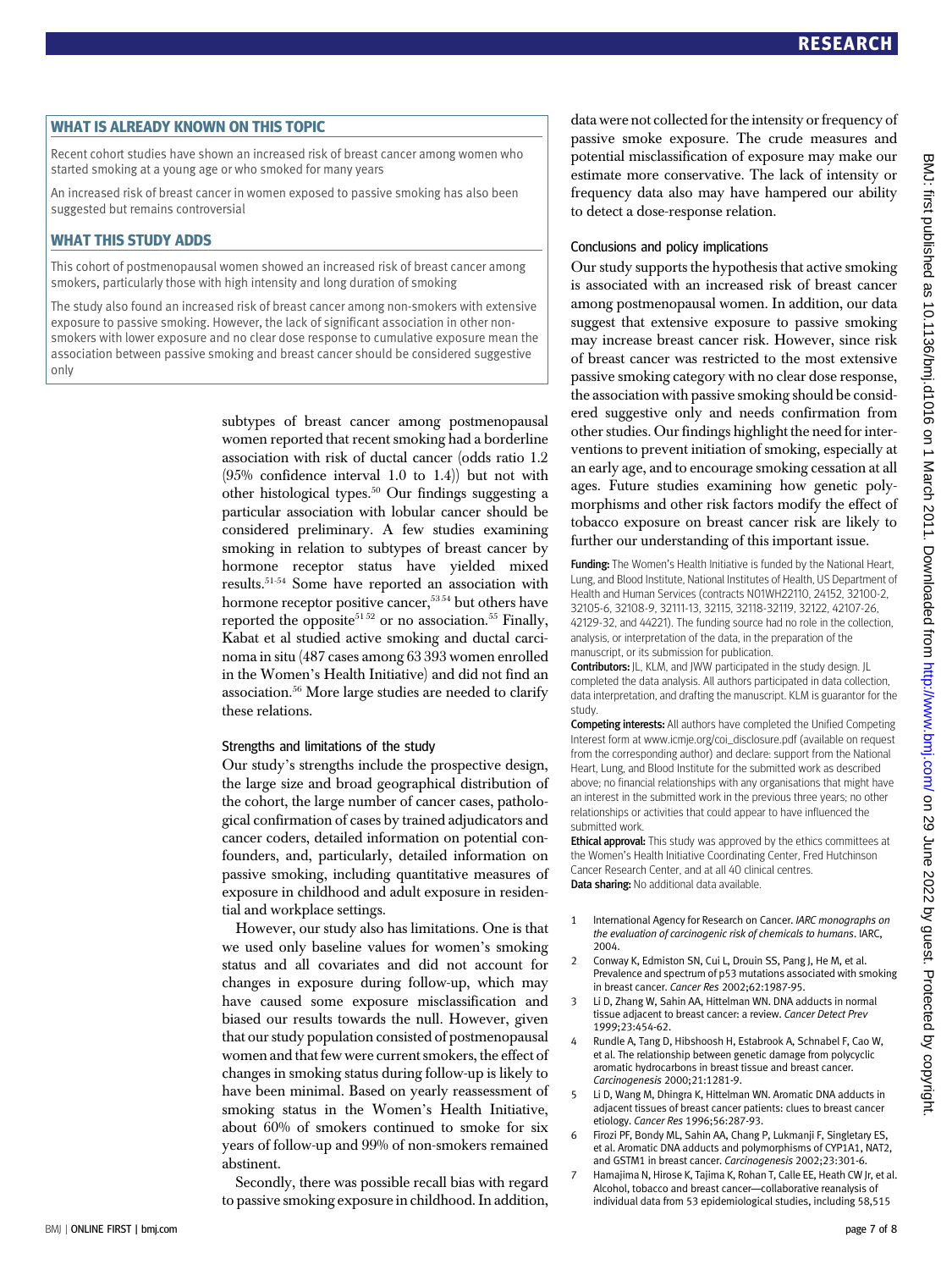## WHAT IS ALREADY KNOWN ON THIS TOPIC

Recent cohort studies have shown an increased risk of breast cancer among women who started smoking at a young age or who smoked for many years

An increased risk of breast cancer in women exposed to passive smoking has also been suggested but remains controversial

## WHAT THIS STUDY ADDS

This cohort of postmenopausal women showed an increased risk of breast cancer among smokers, particularly those with high intensity and long duration of smoking

The study also found an increased risk of breast cancer among non-smokers with extensive exposure to passive smoking. However, the lack of significant association in other non-smokers with lower exposure and no clear dose response to cumulative exposure mean the association between passive smoking and breast cancer should be considered suggestive only

subtypes of breast cancer among postmenopausal women reported that recent smoking had a borderline association with risk of ductal cancer (odds ratio 1.2 (95% confidence interval 1.0 to 1.4)) but not with other histological types.[50] Our findings suggesting a particular association with lobular cancer should be considered preliminary. A few studies examining smoking in relation to subtypes of breast cancer by hormone receptor status have yielded mixed results.[51-54] Some have reported an association with hormone receptor positive cancer,[53,54] but others have reported the opposite[51,52] or no association.[55] Finally, Kabat et al studied active smoking and ductal carcinoma in situ (487 cases among 63 393 women enrolled in the Women's Health Initiative) and did not find an association.[56] More large studies are needed to clarify these relations.

### Strengths and limitations of the study

Our study's strengths include the prospective design, the large size and broad geographical distribution of the cohort, the large number of cancer cases, pathological confirmation of cases by trained adjudicators and cancer coders, detailed information on potential confounders, and, particularly, detailed information on passive smoking, including quantitative measures of exposure in childhood and adult exposure in residential and workplace settings.

However, our study also has limitations. One is that we used only baseline values for women's smoking status and all covariates and did not account for changes in exposure during follow-up, which may have caused some exposure misclassification and biased our results towards the null. However, given that our study population consisted of postmenopausal women and that few were current smokers, the effect of changes in smoking status during follow-up is likely to have been minimal. Based on yearly reassessment of smoking status in the Women's Health Initiative, about 60% of smokers continued to smoke for six years of follow-up and 99% of non-smokers remained abstinent.

Secondly, there was possible recall bias with regard to passive smoking exposure in childhood. In addition, data were not collected for the intensity or frequency of passive smoke exposure. The crude measures and potential misclassification of exposure may make our estimate more conservative. The lack of intensity or frequency data also may have hampered our ability to detect a dose-response relation.

### Conclusions and policy implications

Our study supports the hypothesis that active smoking is associated with an increased risk of breast cancer among postmenopausal women. In addition, our data suggest that extensive exposure to passive smoking may increase breast cancer risk. However, since risk of breast cancer was restricted to the most extensive passive smoking category with no clear dose response, the association with passive smoking should be considered suggestive only and needs confirmation from other studies. Our findings highlight the need for interventions to prevent initiation of smoking, especially at an early age, and to encourage smoking cessation at all ages. Future studies examining how genetic polymorphisms and other risk factors modify the effect of tobacco exposure on breast cancer risk are likely to further our understanding of this important issue.

**Funding:** The Women's Health Initiative is funded by the National Heart, Lung, and Blood Institute, National Institutes of Health, US Department of Health and Human Services (contracts N01WH22110, 24152, 32100-2, 32105-6, 32108-9, 32111-13, 32115, 32118-32119, 32122, 42107-26, 42129-32, and 44221). The funding source had no role in the collection, analysis, or interpretation of the data, in the preparation of the manuscript, or its submission for publication.

**Contributors:** JL, KLM, and JWW participated in the study design. JL completed the data analysis. All authors participated in data collection, data interpretation, and drafting the manuscript. KLM is guarantor for the study.

**Competing interests:** All authors have completed the Unified Competing Interest form at www.icmje.org/coi_disclosure.pdf (available on request from the corresponding author) and declare: support from the National Heart, Lung, and Blood Institute for the submitted work as described above; no financial relationships with any organisations that might have an interest in the submitted work in the previous three years; no other relationships or activities that could appear to have influenced the submitted work.

**Ethical approval:** This study was approved by the ethics committees at the Women's Health Initiative Coordinating Center, Fred Hutchinson Cancer Research Center, and at all 40 clinical centres.

**Data sharing:** No additional data available.

1. International Agency for Research on Cancer. *IARC monographs on the evaluation of carcinogenic risk of chemicals to humans*. IARC, 2004.
2. Conway K, Edmiston SN, Cui L, Drouin SS, Pang J, He M, et al. Prevalence and spectrum of p53 mutations associated with smoking in breast cancer. *Cancer Res* 2002;62:1987-95.
3. Li D, Zhang W, Sahin AA, Hittelman WN. DNA adducts in normal tissue adjacent to breast cancer: a review. *Cancer Detect Prev* 1999;23:454-62.
4. Rundle A, Tang D, Hibshoosh H, Estabrook A, Schnabel F, Cao W, et al. The relationship between genetic damage from polycyclic aromatic hydrocarbons in breast tissue and breast cancer. *Carcinogenesis* 2000;21:1281-9.
5. Li D, Wang M, Dhingra K, Hittelman WN. Aromatic DNA adducts in adjacent tissues of breast cancer patients: clues to breast cancer etiology. *Cancer Res* 1996;56:287-93.
6. Firozi PF, Bondy ML, Sahin AA, Chang P, Lukmanji F, Singletary ES, et al. Aromatic DNA adducts and polymorphisms of CYP1A1, NAT2, and GSTM1 in breast cancer. *Carcinogenesis* 2002;23:301-6.
7. Hamajima N, Hirose K, Tajima K, Rohan T, Calle EE, Heath CW Jr, et al. Alcohol, tobacco and breast cancer—collaborative reanalysis of individual data from 53 epidemiological studies, including 58,515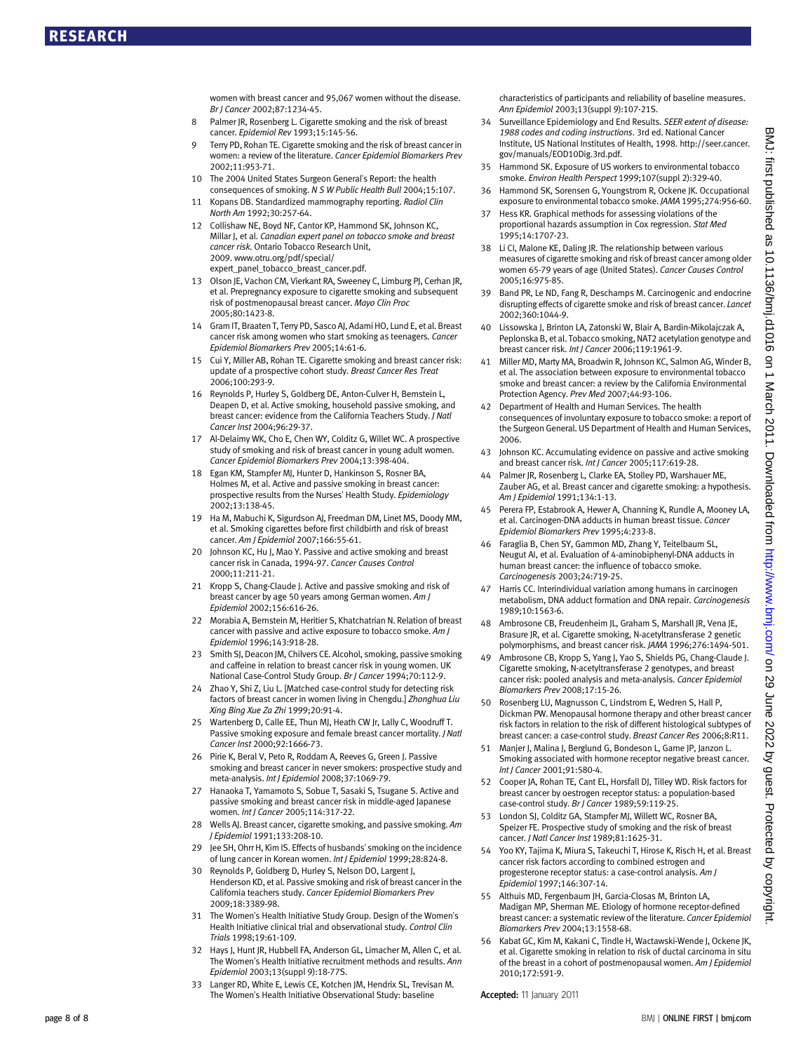women with breast cancer and 95,067 women without the disease. *Br J Cancer* 2002;87:1234-45.

8 Palmer JR, Rosenberg L. Cigarette smoking and the risk of breast cancer. *Epidemiol Rev* 1993;15:145-56.
9 Terry PD, Rohan TE. Cigarette smoking and the risk of breast cancer in women: a review of the literature. *Cancer Epidemiol Biomarkers Prev* 2002;11:953-71.
10 The 2004 United States Surgeon General's Report: the health consequences of smoking. *N S W Public Health Bull* 2004;15:107.
11 Kopans DB. Standardized mammography reporting. *Radiol Clin North Am* 1992;30:257-64.
12 Collishaw NE, Boyd NF, Cantor KP, Hammond SK, Johnson KC, Millar J, et al. *Canadian expert panel on tobacco smoke and breast cancer risk.* Ontario Tobacco Research Unit, 2009. www.otru.org/pdf/special/expert_panel_tobacco_breast_cancer.pdf.
13 Olson JE, Vachon CM, Vierkant RA, Sweeney C, Limburg PJ, Cerhan JR, et al. Prepregnancy exposure to cigarette smoking and subsequent risk of postmenopausal breast cancer. *Mayo Clin Proc* 2005;80:1423-8.
14 Gram IT, Braaten T, Terry PD, Sasco AJ, Adami HO, Lund E, et al. Breast cancer risk among women who start smoking as teenagers. *Cancer Epidemiol Biomarkers Prev* 2005;14:61-6.
15 Cui Y, Miller AB, Rohan TE. Cigarette smoking and breast cancer risk: update of a prospective cohort study. *Breast Cancer Res Treat* 2006;100:293-9.
16 Reynolds P, Hurley S, Goldberg DE, Anton-Culver H, Bernstein L, Deapen D, et al. Active smoking, household passive smoking, and breast cancer: evidence from the California Teachers Study. *J Natl Cancer Inst* 2004;96:29-37.
17 Al-Delaimy WK, Cho E, Chen WY, Colditz G, Willet WC. A prospective study of smoking and risk of breast cancer in young adult women. *Cancer Epidemiol Biomarkers Prev* 2004;13:398-404.
18 Egan KM, Stampfer MJ, Hunter D, Hankinson S, Rosner BA, Holmes M, et al. Active and passive smoking in breast cancer: prospective results from the Nurses' Health Study. *Epidemiology* 2002;13:138-45.
19 Ha M, Mabuchi K, Sigurdson AJ, Freedman DM, Linet MS, Doody MM, et al. Smoking cigarettes before first childbirth and risk of breast cancer. *Am J Epidemiol* 2007;166:55-61.
20 Johnson KC, Hu J, Mao Y. Passive and active smoking and breast cancer risk in Canada, 1994-97. *Cancer Causes Control* 2000;11:211-21.
21 Kropp S, Chang-Claude J. Active and passive smoking and risk of breast cancer by age 50 years among German women. *Am J Epidemiol* 2002;156:616-26.
22 Morabia A, Bernstein M, Heritier S, Khatchatrian N. Relation of breast cancer with passive and active exposure to tobacco smoke. *Am J Epidemiol* 1996;143:918-28.
23 Smith SJ, Deacon JM, Chilvers CE. Alcohol, smoking, passive smoking and caffeine in relation to breast cancer risk in young women. UK National Case-Control Study Group. *Br J Cancer* 1994;70:112-9.
24 Zhao Y, Shi Z, Liu L. [Matched case-control study for detecting risk factors of breast cancer in women living in Chengdu.] *Zhonghua Liu Xing Bing Xue Za Zhi* 1999;20:91-4.
25 Wartenberg D, Calle EE, Thun MJ, Heath CW Jr, Lally C, Woodruff T. Passive smoking exposure and female breast cancer mortality. *J Natl Cancer Inst* 2000;92:1666-73.
26 Pirie K, Beral V, Peto R, Roddam A, Reeves G, Green J. Passive smoking and breast cancer in never smokers: prospective study and meta-analysis. *Int J Epidemiol* 2008;37:1069-79.
27 Hanaoka T, Yamamoto S, Sobue T, Sasaki S, Tsugane S. Active and passive smoking and breast cancer risk in middle-aged Japanese women. *Int J Cancer* 2005;114:317-22.
28 Wells AJ. Breast cancer, cigarette smoking, and passive smoking. *Am J Epidemiol* 1991;133:208-10.
29 Jee SH, Ohrr H, Kim IS. Effects of husbands' smoking on the incidence of lung cancer in Korean women. *Int J Epidemiol* 1999;28:824-8.
30 Reynolds P, Goldberg D, Hurley S, Nelson DO, Largent J, Henderson KD, et al. Passive smoking and risk of breast cancer in the California teachers study. *Cancer Epidemiol Biomarkers Prev* 2009;18:3389-98.
31 The Women's Health Initiative Study Group. Design of the Women's Health Initiative clinical trial and observational study. *Control Clin Trials* 1998;19:61-109.
32 Hays J, Hunt JR, Hubbell FA, Anderson GL, Limacher M, Allen C, et al. The Women's Health Initiative recruitment methods and results. *Ann Epidemiol* 2003;13(suppl 9):18-77S.
33 Langer RD, White E, Lewis CE, Kotchen JM, Hendrix SL, Trevisan M. The Women's Health Initiative Observational Study: baseline characteristics of participants and reliability of baseline measures. *Ann Epidemiol* 2003;13(suppl 9):107-21S.
34 Surveillance Epidemiology and End Results. *SEER extent of disease: 1988 codes and coding instructions.* 3rd ed. National Cancer Institute, US National Institutes of Health, 1998. http://seer.cancer.gov/manuals/EOD10Dig.3rd.pdf.
35 Hammond SK. Exposure of US workers to environmental tobacco smoke. *Environ Health Perspect* 1999;107(suppl 2):329-40.
36 Hammond SK, Sorensen G, Youngstrom R, Ockene JK. Occupational exposure to environmental tobacco smoke. *JAMA* 1995;274:956-60.
37 Hess KR. Graphical methods for assessing violations of the proportional hazards assumption in Cox regression. *Stat Med* 1995;14:1707-23.
38 Li CI, Malone KE, Daling JR. The relationship between various measures of cigarette smoking and risk of breast cancer among older women 65-79 years of age (United States). *Cancer Causes Control* 2005;16:975-85.
39 Band PR, Le ND, Fang R, Deschamps M. Carcinogenic and endocrine disrupting effects of cigarette smoke and risk of breast cancer. *Lancet* 2002;360:1044-9.
40 Lissowska J, Brinton LA, Zatonski W, Blair A, Bardin-Mikolajczak A, Peplonska B, et al. Tobacco smoking, NAT2 acetylation genotype and breast cancer risk. *Int J Cancer* 2006;119:1961-9.
41 Miller MD, Marty MA, Broadwin R, Johnson KC, Salmon AG, Winder B, et al. The association between exposure to environmental tobacco smoke and breast cancer: a review by the California Environmental Protection Agency. *Prev Med* 2007;44:93-106.
42 Department of Health and Human Services. The health consequences of involuntary exposure to tobacco smoke: a report of the Surgeon General. US Department of Health and Human Services, 2006.
43 Johnson KC. Accumulating evidence on passive and active smoking and breast cancer risk. *Int J Cancer* 2005;117:619-28.
44 Palmer JR, Rosenberg L, Clarke EA, Stolley PD, Warshauer ME, Zauber AG, et al. Breast cancer and cigarette smoking: a hypothesis. *Am J Epidemiol* 1991;134:1-13.
45 Perera FP, Estabrook A, Hewer A, Channing K, Rundle A, Mooney LA, et al. Carcinogen-DNA adducts in human breast tissue. *Cancer Epidemiol Biomarkers Prev* 1995;4:233-8.
46 Faraglia B, Chen SY, Gammon MD, Zhang Y, Teitelbaum SL, Neugut AI, et al. Evaluation of 4-aminobiphenyl-DNA adducts in human breast cancer: the influence of tobacco smoke. *Carcinogenesis* 2003;24:719-25.
47 Harris CC. Interindividual variation among humans in carcinogen metabolism, DNA adduct formation and DNA repair. *Carcinogenesis* 1989;10:1563-6.
48 Ambrosone CB, Freudenheim JL, Graham S, Marshall JR, Vena JE, Brasure JR, et al. Cigarette smoking, N-acetyltransferase 2 genetic polymorphisms, and breast cancer risk. *JAMA* 1996;276:1494-501.
49 Ambrosone CB, Kropp S, Yang J, Yao S, Shields PG, Chang-Claude J. Cigarette smoking, N-acetyltransferase 2 genotypes, and breast cancer risk: pooled analysis and meta-analysis. *Cancer Epidemiol Biomarkers Prev* 2008;17:15-26.
50 Rosenberg LU, Magnusson C, Lindstrom E, Wedren S, Hall P, Dickman PW. Menopausal hormone therapy and other breast cancer risk factors in relation to the risk of different histological subtypes of breast cancer: a case-control study. *Breast Cancer Res* 2006;8:R11.
51 Manjer J, Malina J, Berglund G, Bondeson L, Garne JP, Janzon L. Smoking associated with hormone receptor negative breast cancer. *Int J Cancer* 2001;91:580-4.
52 Cooper JA, Rohan TE, Cant EL, Horsfall DJ, Tilley WD. Risk factors for breast cancer by oestrogen receptor status: a population-based case-control study. *Br J Cancer* 1989;59:119-25.
53 London SJ, Colditz GA, Stampfer MJ, Willett WC, Rosner BA, Speizer FE. Prospective study of smoking and the risk of breast cancer. *J Natl Cancer Inst* 1989;81:1625-31.
54 Yoo KY, Tajima K, Miura S, Takeuchi T, Hirose K, Risch H, et al. Breast cancer risk factors according to combined estrogen and progesterone receptor status: a case-control analysis. *Am J Epidemiol* 1997;146:307-14.
55 Althuis MD, Fergenbaum JH, Garcia-Closas M, Brinton LA, Madigan MP, Sherman ME. Etiology of hormone receptor-defined breast cancer: a systematic review of the literature. *Cancer Epidemiol Biomarkers Prev* 2004;13:1558-68.
56 Kabat GC, Kim M, Kakani C, Tindle H, Wactawski-Wende J, Ockene JK, et al. Cigarette smoking in relation to risk of ductal carcinoma in situ of the breast in a cohort of postmenopausal women. *Am J Epidemiol* 2010;172:591-9.

**Accepted:** 11 January 2011